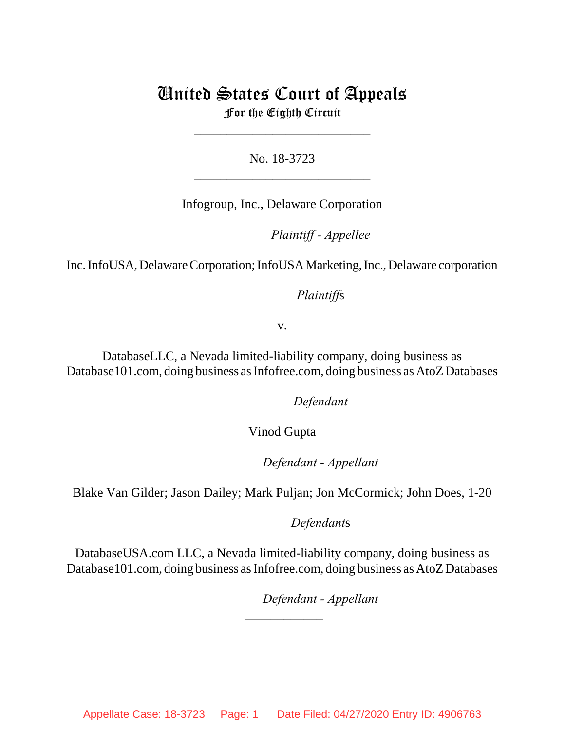# United States Court of Appeals

## For the Eighth Circuit

___________________________

No. 18-3723

___________________________

Infogroup, Inc., Delaware Corporation

*Plaintiff - Appellee*

Inc. InfoUSA, Delaware Corporation; InfoUSA Marketing, Inc., Delaware corporation

*Plaintiffs*

v.

DatabaseLLC, a Nevada limited-liability company, doing business as Database101.com, doing business as Infofree.com, doing business as AtoZ Databases

*Defendant*

Vinod Gupta

*Defendant - Appellant*

Blake Van Gilder; Jason Dailey; Mark Puljan; Jon McCormick; John Does, 1-20

*Defendants*

DatabaseUSA.com LLC, a Nevada limited-liability company, doing business as Database101.com, doing business as Infofree.com, doing business as AtoZ Databases

*Defendant - Appellant*

____________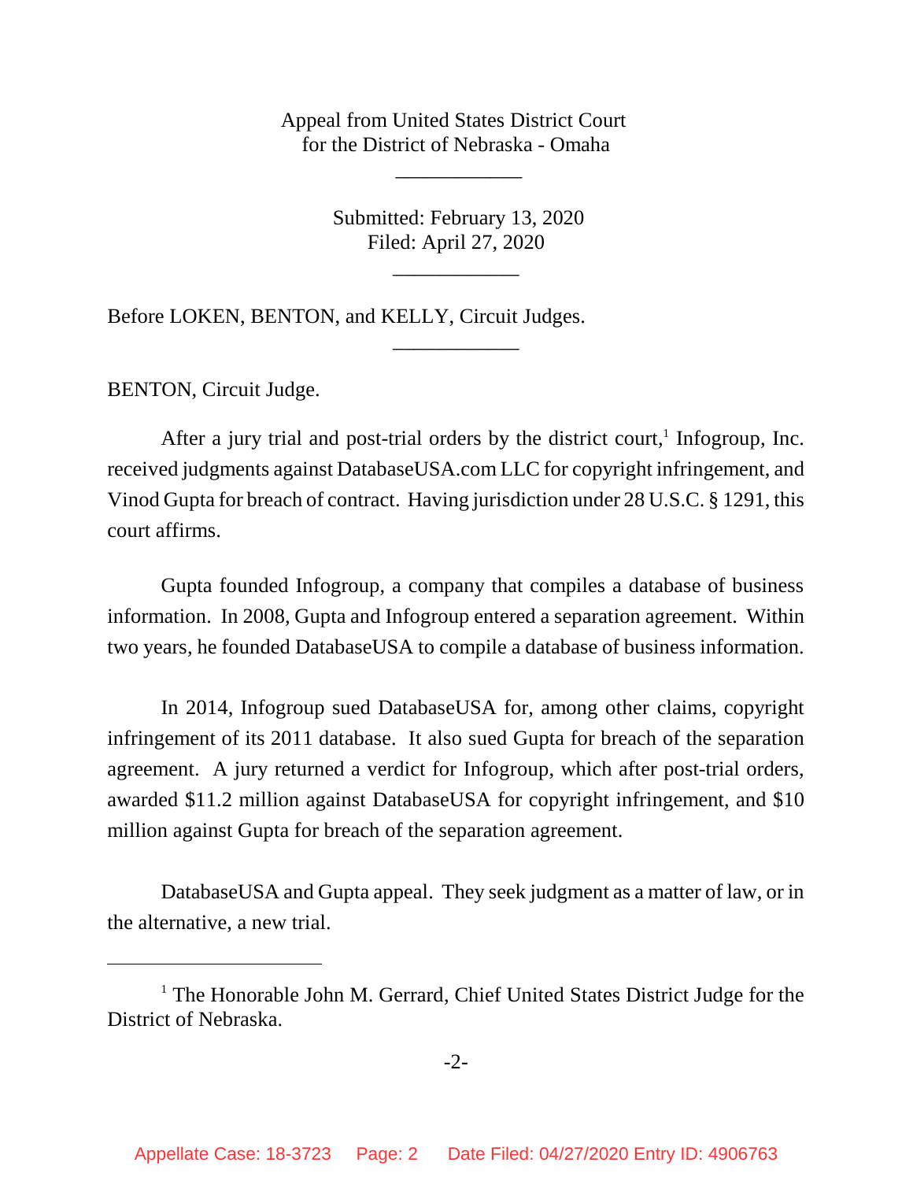Appeal from United States District Court
for the District of Nebraska - Omaha

____________

Submitted: February 13, 2020
Filed: April 27, 2020

____________

Before LOKEN, BENTON, and KELLY, Circuit Judges.

____________

BENTON, Circuit Judge.

After a jury trial and post-trial orders by the district court,[1] Infogroup, Inc. received judgments against DatabaseUSA.com LLC for copyright infringement, and Vinod Gupta for breach of contract. Having jurisdiction under 28 U.S.C. § 1291, this court affirms.

Gupta founded Infogroup, a company that compiles a database of business information. In 2008, Gupta and Infogroup entered a separation agreement. Within two years, he founded DatabaseUSA to compile a database of business information.

In 2014, Infogroup sued DatabaseUSA for, among other claims, copyright infringement of its 2011 database. It also sued Gupta for breach of the separation agreement. A jury returned a verdict for Infogroup, which after post-trial orders, awarded $11.2 million against DatabaseUSA for copyright infringement, and $10 million against Gupta for breach of the separation agreement.

DatabaseUSA and Gupta appeal. They seek judgment as a matter of law, or in the alternative, a new trial.

[1] The Honorable John M. Gerrard, Chief United States District Judge for the District of Nebraska.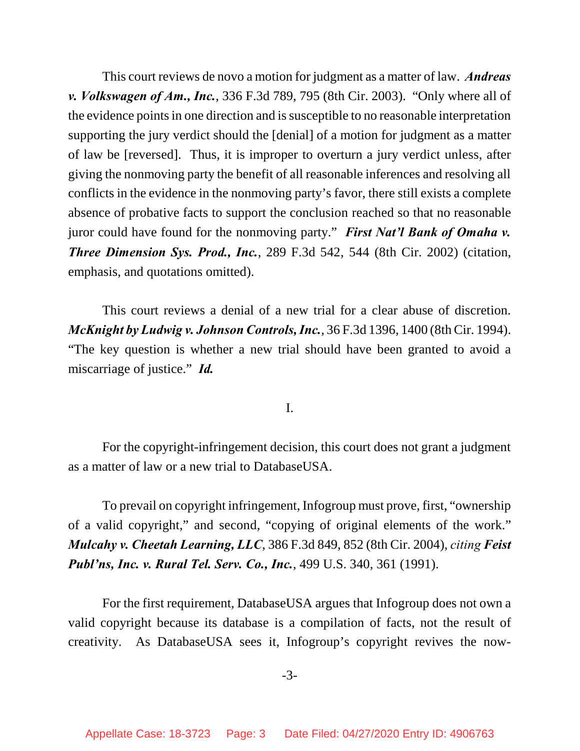This court reviews de novo a motion for judgment as a matter of law. ***Andreas v. Volkswagen of Am., Inc.***, 336 F.3d 789, 795 (8th Cir. 2003). "Only where all of the evidence points in one direction and is susceptible to no reasonable interpretation supporting the jury verdict should the [denial] of a motion for judgment as a matter of law be [reversed]. Thus, it is improper to overturn a jury verdict unless, after giving the nonmoving party the benefit of all reasonable inferences and resolving all conflicts in the evidence in the nonmoving party's favor, there still exists a complete absence of probative facts to support the conclusion reached so that no reasonable juror could have found for the nonmoving party." ***First Nat'l Bank of Omaha v. Three Dimension Sys. Prod., Inc.***, 289 F.3d 542, 544 (8th Cir. 2002) (citation, emphasis, and quotations omitted).

This court reviews a denial of a new trial for a clear abuse of discretion. ***McKnight by Ludwig v. Johnson Controls, Inc.***, 36 F.3d 1396, 1400 (8th Cir. 1994). "The key question is whether a new trial should have been granted to avoid a miscarriage of justice." ***Id.***

I.

For the copyright-infringement decision, this court does not grant a judgment as a matter of law or a new trial to DatabaseUSA.

To prevail on copyright infringement, Infogroup must prove, first, "ownership of a valid copyright," and second, "copying of original elements of the work." ***Mulcahy v. Cheetah Learning, LLC***, 386 F.3d 849, 852 (8th Cir. 2004), *citing* ***Feist Publ'ns, Inc. v. Rural Tel. Serv. Co., Inc.***, 499 U.S. 340, 361 (1991).

For the first requirement, DatabaseUSA argues that Infogroup does not own a valid copyright because its database is a compilation of facts, not the result of creativity. As DatabaseUSA sees it, Infogroup's copyright revives the now-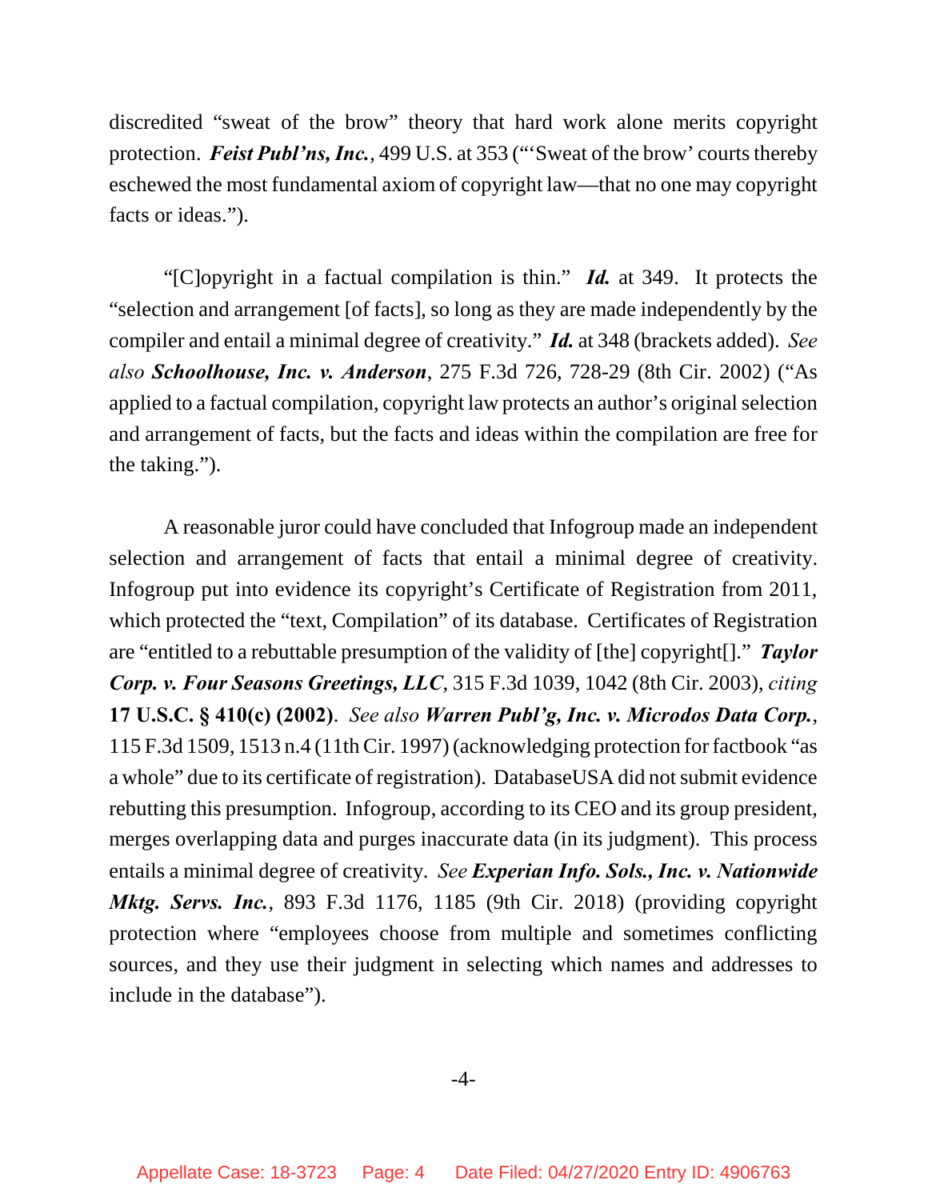discredited "sweat of the brow" theory that hard work alone merits copyright protection. ***Feist Publ'ns, Inc.***, 499 U.S. at 353 ("'Sweat of the brow' courts thereby eschewed the most fundamental axiom of copyright law—that no one may copyright facts or ideas.").

"[C]opyright in a factual compilation is thin." ***Id.*** at 349. It protects the "selection and arrangement [of facts], so long as they are made independently by the compiler and entail a minimal degree of creativity." ***Id.*** at 348 (brackets added). *See also* ***Schoolhouse, Inc. v. Anderson***, 275 F.3d 726, 728-29 (8th Cir. 2002) ("As applied to a factual compilation, copyright law protects an author's original selection and arrangement of facts, but the facts and ideas within the compilation are free for the taking.").

A reasonable juror could have concluded that Infogroup made an independent selection and arrangement of facts that entail a minimal degree of creativity. Infogroup put into evidence its copyright's Certificate of Registration from 2011, which protected the "text, Compilation" of its database. Certificates of Registration are "entitled to a rebuttable presumption of the validity of [the] copyright[]." ***Taylor Corp. v. Four Seasons Greetings, LLC***, 315 F.3d 1039, 1042 (8th Cir. 2003), *citing* **17 U.S.C. § 410(c) (2002)**. *See also* ***Warren Publ'g, Inc. v. Microdos Data Corp.***, 115 F.3d 1509, 1513 n.4 (11th Cir. 1997) (acknowledging protection for factbook "as a whole" due to its certificate of registration). DatabaseUSA did not submit evidence rebutting this presumption. Infogroup, according to its CEO and its group president, merges overlapping data and purges inaccurate data (in its judgment). This process entails a minimal degree of creativity. *See* ***Experian Info. Sols., Inc. v. Nationwide Mktg. Servs. Inc.***, 893 F.3d 1176, 1185 (9th Cir. 2018) (providing copyright protection where "employees choose from multiple and sometimes conflicting sources, and they use their judgment in selecting which names and addresses to include in the database").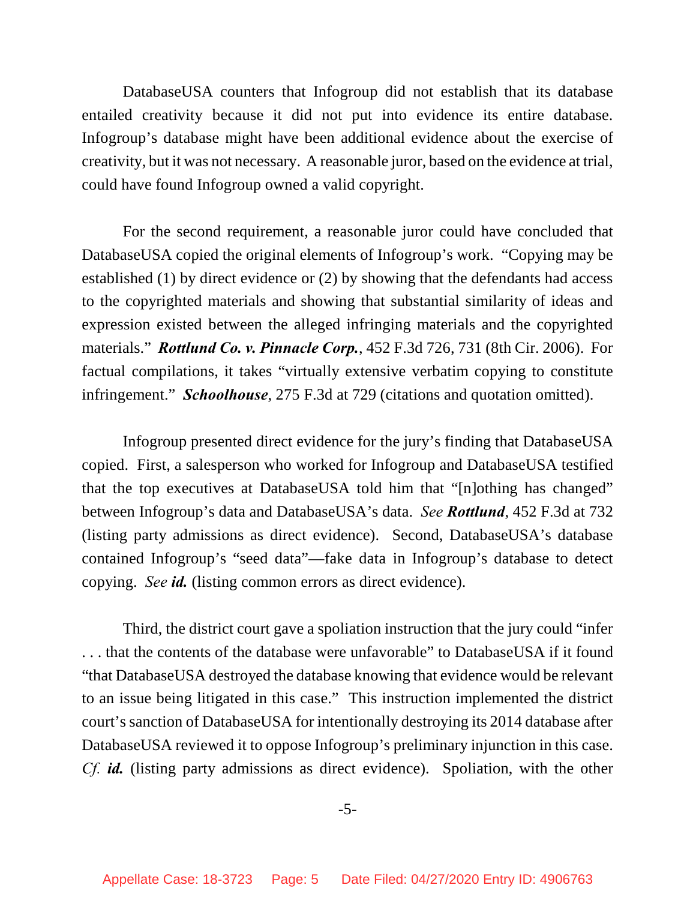DatabaseUSA counters that Infogroup did not establish that its database entailed creativity because it did not put into evidence its entire database. Infogroup's database might have been additional evidence about the exercise of creativity, but it was not necessary. A reasonable juror, based on the evidence at trial, could have found Infogroup owned a valid copyright.

For the second requirement, a reasonable juror could have concluded that DatabaseUSA copied the original elements of Infogroup's work. "Copying may be established (1) by direct evidence or (2) by showing that the defendants had access to the copyrighted materials and showing that substantial similarity of ideas and expression existed between the alleged infringing materials and the copyrighted materials." ***Rottlund Co. v. Pinnacle Corp.***, 452 F.3d 726, 731 (8th Cir. 2006). For factual compilations, it takes "virtually extensive verbatim copying to constitute infringement." ***Schoolhouse***, 275 F.3d at 729 (citations and quotation omitted).

Infogroup presented direct evidence for the jury's finding that DatabaseUSA copied. First, a salesperson who worked for Infogroup and DatabaseUSA testified that the top executives at DatabaseUSA told him that "[n]othing has changed" between Infogroup's data and DatabaseUSA's data. *See* ***Rottlund***, 452 F.3d at 732 (listing party admissions as direct evidence). Second, DatabaseUSA's database contained Infogroup's "seed data"—fake data in Infogroup's database to detect copying. *See* ***id.*** (listing common errors as direct evidence).

Third, the district court gave a spoliation instruction that the jury could "infer . . . that the contents of the database were unfavorable" to DatabaseUSA if it found "that DatabaseUSA destroyed the database knowing that evidence would be relevant to an issue being litigated in this case." This instruction implemented the district court's sanction of DatabaseUSA for intentionally destroying its 2014 database after DatabaseUSA reviewed it to oppose Infogroup's preliminary injunction in this case. *Cf.* ***id.*** (listing party admissions as direct evidence). Spoliation, with the other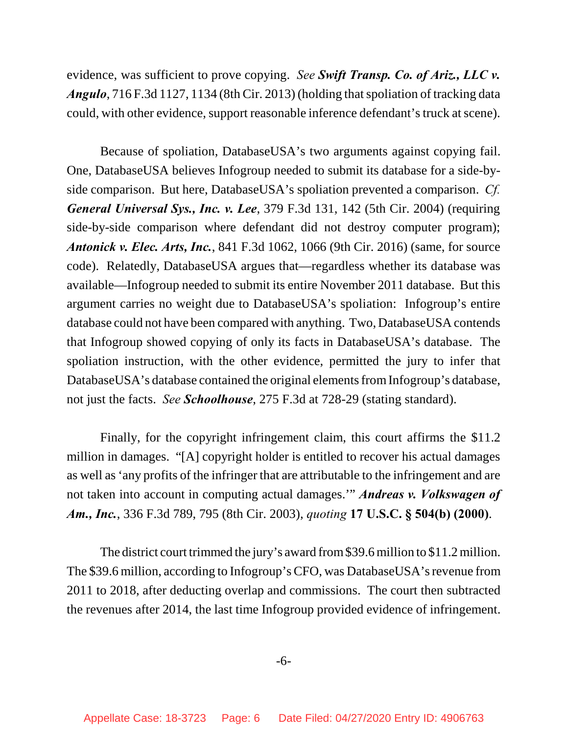evidence, was sufficient to prove copying. *See* ***Swift Transp. Co. of Ariz., LLC v. Angulo***, 716 F.3d 1127, 1134 (8th Cir. 2013) (holding that spoliation of tracking data could, with other evidence, support reasonable inference defendant's truck at scene).

Because of spoliation, DatabaseUSA's two arguments against copying fail. One, DatabaseUSA believes Infogroup needed to submit its database for a side-by-side comparison. But here, DatabaseUSA's spoliation prevented a comparison. *Cf.* ***General Universal Sys., Inc. v. Lee***, 379 F.3d 131, 142 (5th Cir. 2004) (requiring side-by-side comparison where defendant did not destroy computer program); ***Antonick v. Elec. Arts, Inc.***, 841 F.3d 1062, 1066 (9th Cir. 2016) (same, for source code). Relatedly, DatabaseUSA argues that—regardless whether its database was available—Infogroup needed to submit its entire November 2011 database. But this argument carries no weight due to DatabaseUSA's spoliation: Infogroup's entire database could not have been compared with anything. Two, DatabaseUSA contends that Infogroup showed copying of only its facts in DatabaseUSA's database. The spoliation instruction, with the other evidence, permitted the jury to infer that DatabaseUSA's database contained the original elements from Infogroup's database, not just the facts. *See* ***Schoolhouse***, 275 F.3d at 728-29 (stating standard).

Finally, for the copyright infringement claim, this court affirms the $11.2 million in damages. "[A] copyright holder is entitled to recover his actual damages as well as 'any profits of the infringer that are attributable to the infringement and are not taken into account in computing actual damages.'" ***Andreas v. Volkswagen of Am., Inc.***, 336 F.3d 789, 795 (8th Cir. 2003), *quoting* **17 U.S.C. § 504(b) (2000)**.

The district court trimmed the jury's award from $39.6 million to $11.2 million. The $39.6 million, according to Infogroup's CFO, was DatabaseUSA's revenue from 2011 to 2018, after deducting overlap and commissions. The court then subtracted the revenues after 2014, the last time Infogroup provided evidence of infringement.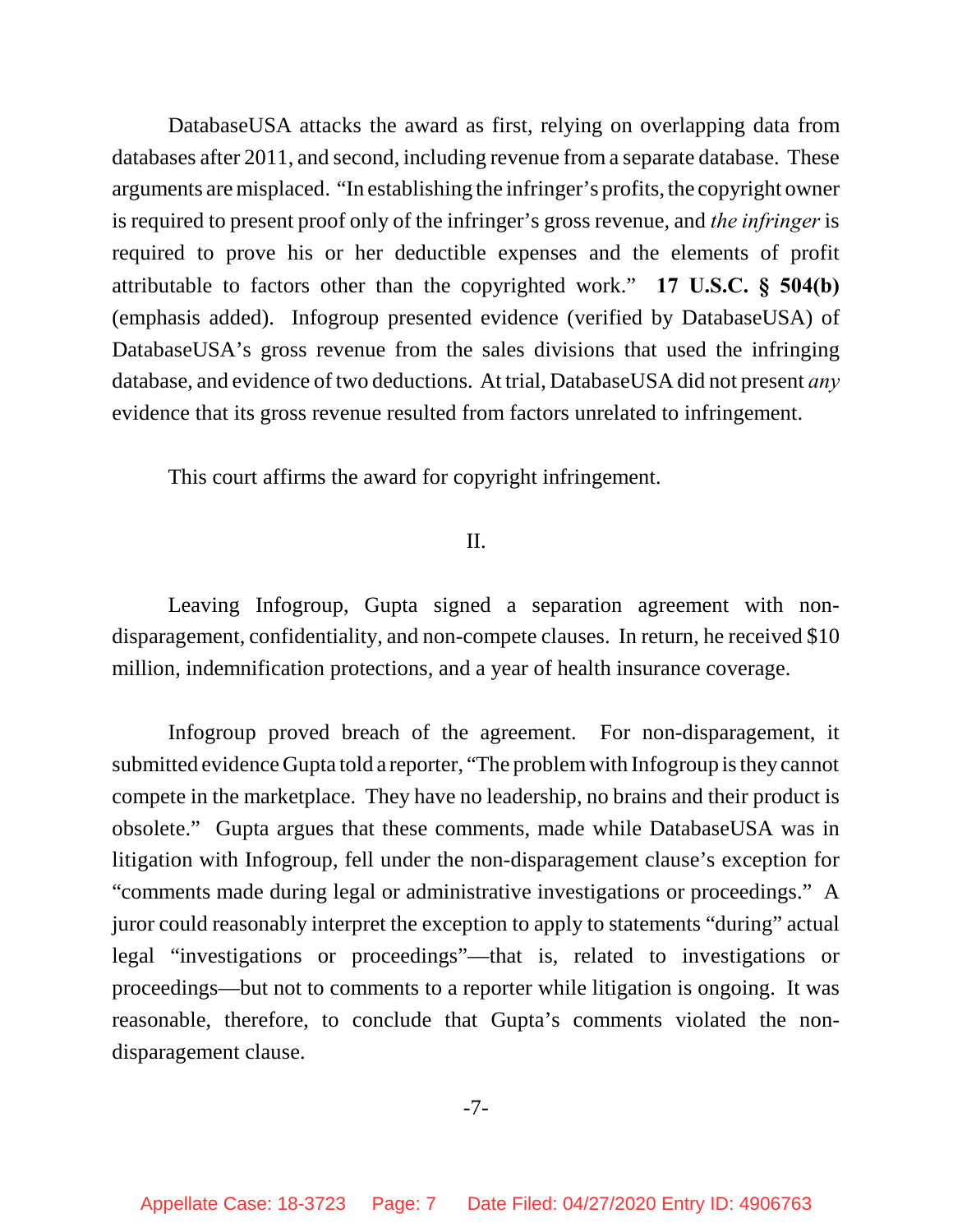DatabaseUSA attacks the award as first, relying on overlapping data from databases after 2011, and second, including revenue from a separate database. These arguments are misplaced. "In establishing the infringer's profits, the copyright owner is required to present proof only of the infringer's gross revenue, and *the infringer* is required to prove his or her deductible expenses and the elements of profit attributable to factors other than the copyrighted work." **17 U.S.C. § 504(b)** (emphasis added). Infogroup presented evidence (verified by DatabaseUSA) of DatabaseUSA's gross revenue from the sales divisions that used the infringing database, and evidence of two deductions. At trial, DatabaseUSA did not present *any* evidence that its gross revenue resulted from factors unrelated to infringement.

This court affirms the award for copyright infringement.

## II.

Leaving Infogroup, Gupta signed a separation agreement with non-disparagement, confidentiality, and non-compete clauses. In return, he received $10 million, indemnification protections, and a year of health insurance coverage.

Infogroup proved breach of the agreement. For non-disparagement, it submitted evidence Gupta told a reporter, "The problem with Infogroup is they cannot compete in the marketplace. They have no leadership, no brains and their product is obsolete." Gupta argues that these comments, made while DatabaseUSA was in litigation with Infogroup, fell under the non-disparagement clause's exception for "comments made during legal or administrative investigations or proceedings." A juror could reasonably interpret the exception to apply to statements "during" actual legal "investigations or proceedings"—that is, related to investigations or proceedings—but not to comments to a reporter while litigation is ongoing. It was reasonable, therefore, to conclude that Gupta's comments violated the non-disparagement clause.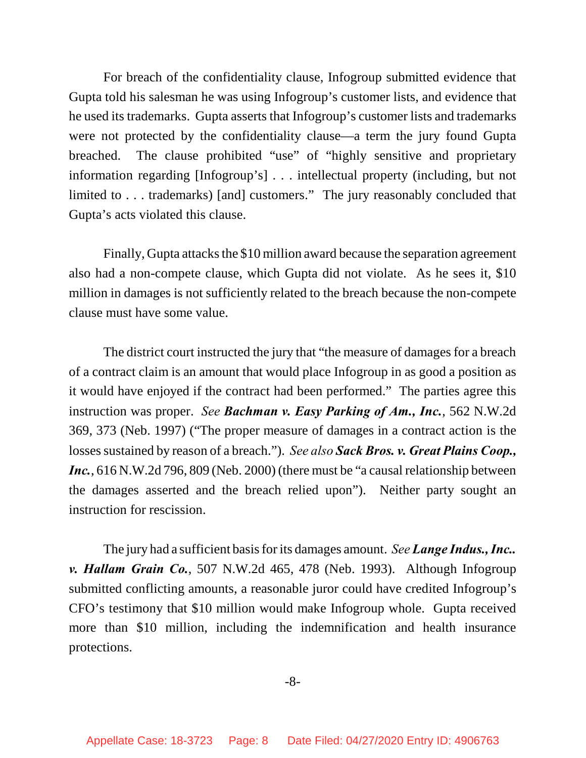For breach of the confidentiality clause, Infogroup submitted evidence that Gupta told his salesman he was using Infogroup's customer lists, and evidence that he used its trademarks. Gupta asserts that Infogroup's customer lists and trademarks were not protected by the confidentiality clause—a term the jury found Gupta breached. The clause prohibited "use" of "highly sensitive and proprietary information regarding [Infogroup's] . . . intellectual property (including, but not limited to . . . trademarks) [and] customers." The jury reasonably concluded that Gupta's acts violated this clause.

Finally, Gupta attacks the $10 million award because the separation agreement also had a non-compete clause, which Gupta did not violate. As he sees it, $10 million in damages is not sufficiently related to the breach because the non-compete clause must have some value.

The district court instructed the jury that "the measure of damages for a breach of a contract claim is an amount that would place Infogroup in as good a position as it would have enjoyed if the contract had been performed." The parties agree this instruction was proper. *See* ***Bachman v. Easy Parking of Am., Inc.***, 562 N.W.2d 369, 373 (Neb. 1997) ("The proper measure of damages in a contract action is the losses sustained by reason of a breach."). *See also* ***Sack Bros. v. Great Plains Coop., Inc.***, 616 N.W.2d 796, 809 (Neb. 2000) (there must be "a causal relationship between the damages asserted and the breach relied upon"). Neither party sought an instruction for rescission.

The jury had a sufficient basis for its damages amount. *See* ***Lange Indus., Inc.. v. Hallam Grain Co.***, 507 N.W.2d 465, 478 (Neb. 1993). Although Infogroup submitted conflicting amounts, a reasonable juror could have credited Infogroup's CFO's testimony that $10 million would make Infogroup whole. Gupta received more than $10 million, including the indemnification and health insurance protections.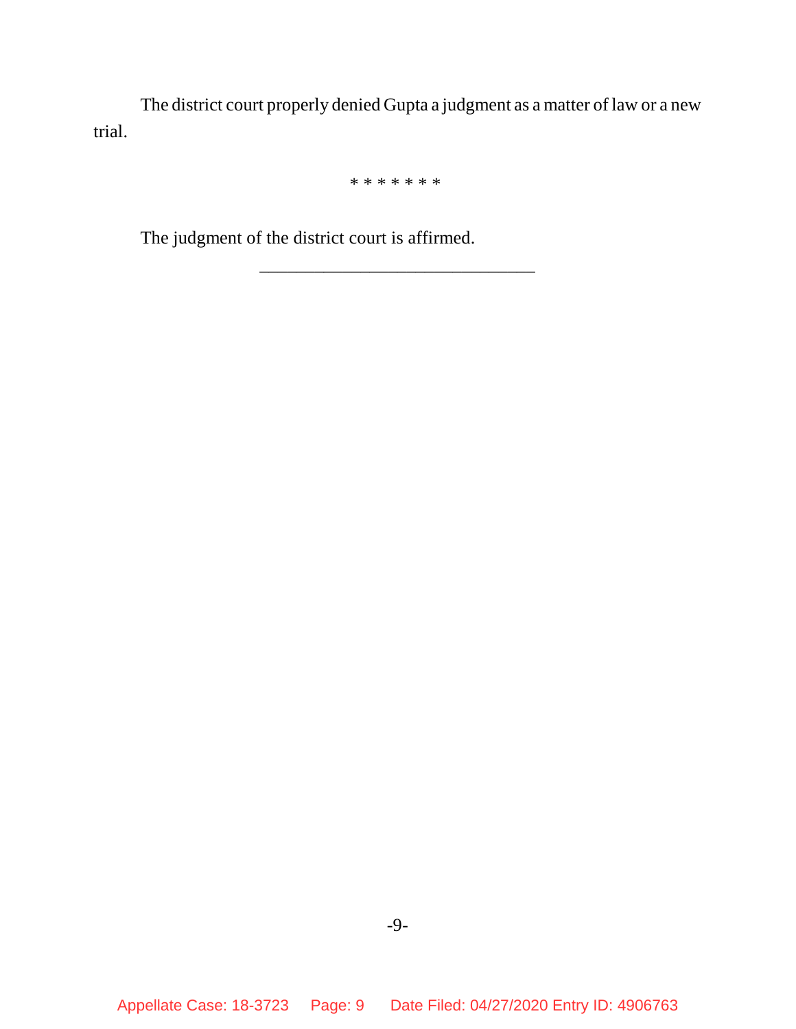The district court properly denied Gupta a judgment as a matter of law or a new trial.

\* \* \* \* \* \* \*

The judgment of the district court is affirmed.

______________________________